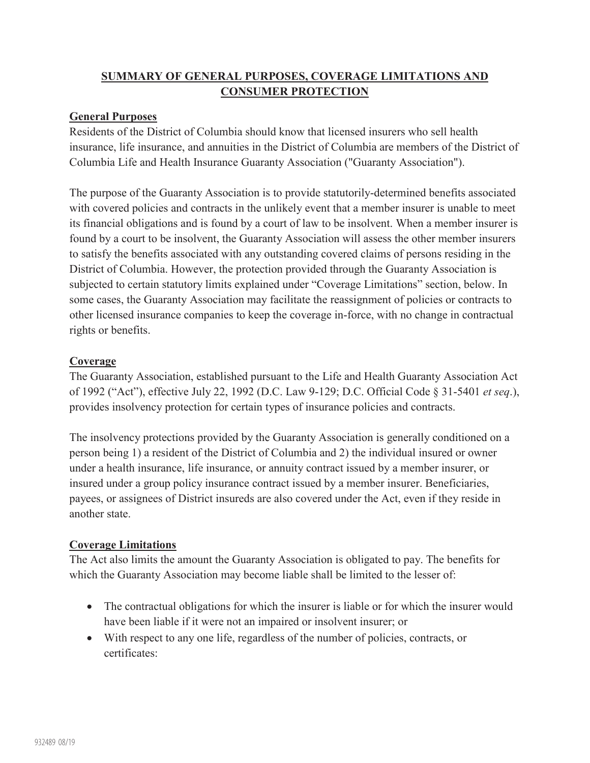# SUMMARY OF GENERAL PURPOSES, COVERAGE LIMITATIONS AND CONSUMER PROTECTION

## General Purposes

Residents of the District of Columbia should know that licensed insurers who sell health insurance, life insurance, and annuities in the District of Columbia are members of the District of Columbia Life and Health Insurance Guaranty Association ("Guaranty Association").

The purpose of the Guaranty Association is to provide statutorily-determined benefits associated with covered policies and contracts in the unlikely event that a member insurer is unable to meet its financial obligations and is found by a court of law to be insolvent. When a member insurer is found by a court to be insolvent, the Guaranty Association will assess the other member insurers to satisfy the benefits associated with any outstanding covered claims of persons residing in the District of Columbia. However, the protection provided through the Guaranty Association is subjected to certain statutory limits explained under "Coverage Limitations" section, below. In some cases, the Guaranty Association may facilitate the reassignment of policies or contracts to other licensed insurance companies to keep the coverage in-force, with no change in contractual rights or benefits.

## Coverage

The Guaranty Association, established pursuant to the Life and Health Guaranty Association Act of 1992 ("Act"), effective July 22, 1992 (D.C. Law 9-129; D.C. Official Code § 31-5401 *et seq*.), provides insolvency protection for certain types of insurance policies and contracts.

The insolvency protections provided by the Guaranty Association is generally conditioned on a person being 1) a resident of the District of Columbia and 2) the individual insured or owner under a health insurance, life insurance, or annuity contract issued by a member insurer, or insured under a group policy insurance contract issued by a member insurer. Beneficiaries, payees, or assignees of District insureds are also covered under the Act, even if they reside in another state.

## Coverage Limitations

The Act also limits the amount the Guaranty Association is obligated to pay. The benefits for which the Guaranty Association may become liable shall be limited to the lesser of:

- The contractual obligations for which the insurer is liable or for which the insurer would have been liable if it were not an impaired or insolvent insurer; or
- With respect to any one life, regardless of the number of policies, contracts, or certificates: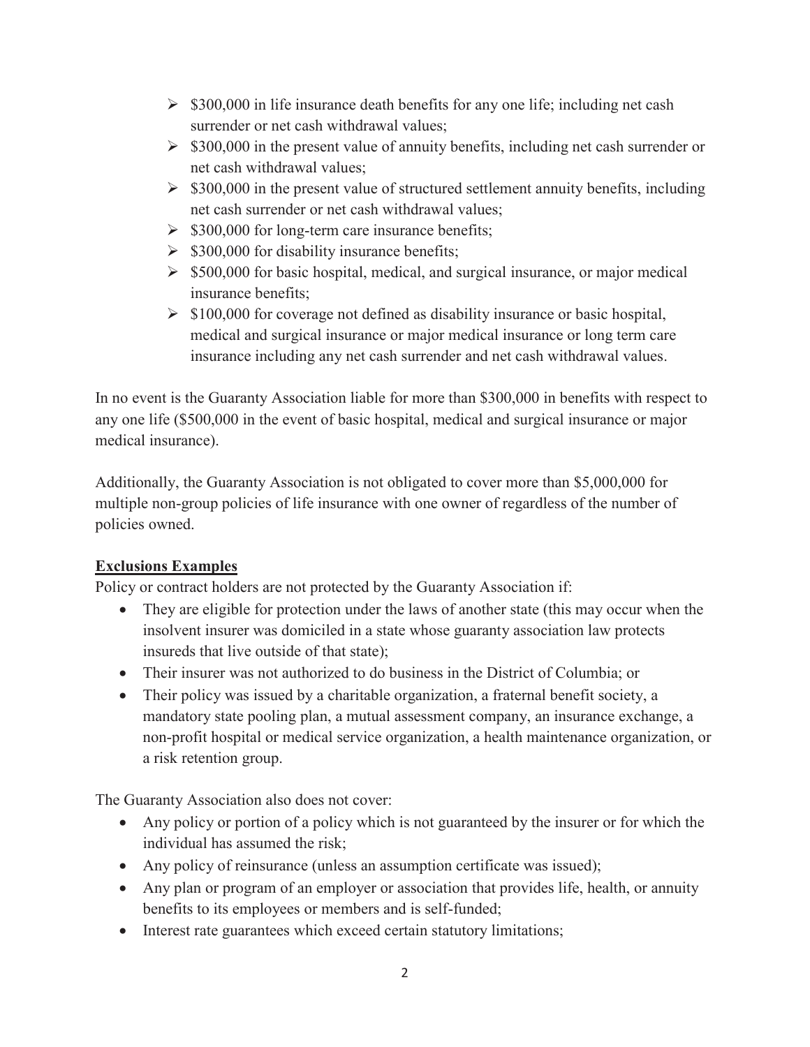- $300,000 in life insurance death benefits for any one life; including net cash surrender or net cash withdrawal values;
- $300,000 in the present value of annuity benefits, including net cash surrender or net cash withdrawal values;
- $300,000 in the present value of structured settlement annuity benefits, including net cash surrender or net cash withdrawal values;
- $300,000 for long-term care insurance benefits;
- $300,000 for disability insurance benefits;
- $500,000 for basic hospital, medical, and surgical insurance, or major medical insurance benefits;
- $100,000 for coverage not defined as disability insurance or basic hospital, medical and surgical insurance or major medical insurance or long term care insurance including any net cash surrender and net cash withdrawal values.

In no event is the Guaranty Association liable for more than $300,000 in benefits with respect to any one life ($500,000 in the event of basic hospital, medical and surgical insurance or major medical insurance).

Additionally, the Guaranty Association is not obligated to cover more than $5,000,000 for multiple non-group policies of life insurance with one owner of regardless of the number of policies owned.

**Exclusions Examples**

Policy or contract holders are not protected by the Guaranty Association if:

- They are eligible for protection under the laws of another state (this may occur when the insolvent insurer was domiciled in a state whose guaranty association law protects insureds that live outside of that state);
- Their insurer was not authorized to do business in the District of Columbia; or
- Their policy was issued by a charitable organization, a fraternal benefit society, a mandatory state pooling plan, a mutual assessment company, an insurance exchange, a non-profit hospital or medical service organization, a health maintenance organization, or a risk retention group.

The Guaranty Association also does not cover:

- Any policy or portion of a policy which is not guaranteed by the insurer or for which the individual has assumed the risk;
- Any policy of reinsurance (unless an assumption certificate was issued);
- Any plan or program of an employer or association that provides life, health, or annuity benefits to its employees or members and is self-funded;
- Interest rate guarantees which exceed certain statutory limitations;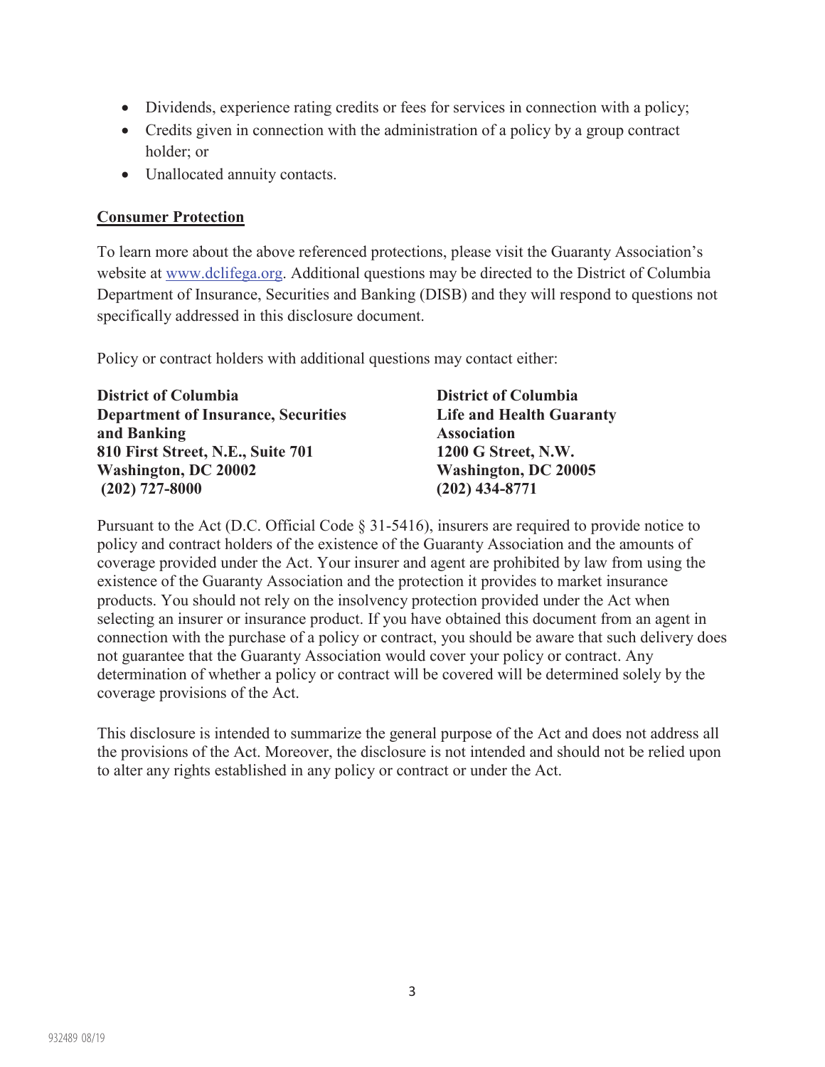- Dividends, experience rating credits or fees for services in connection with a policy;
- Credits given in connection with the administration of a policy by a group contract holder; or
- Unallocated annuity contacts.

## Consumer Protection

To learn more about the above referenced protections, please visit the Guaranty Association's website at www.dclifega.org. Additional questions may be directed to the District of Columbia Department of Insurance, Securities and Banking (DISB) and they will respond to questions not specifically addressed in this disclosure document.

Policy or contract holders with additional questions may contact either:

**District of Columbia**
**Department of Insurance, Securities and Banking**
**810 First Street, N.E., Suite 701**
**Washington, DC 20002**
**(202) 727-8000**

**District of Columbia**
**Life and Health Guaranty Association**
**1200 G Street, N.W.**
**Washington, DC 20005**
**(202) 434-8771**

Pursuant to the Act (D.C. Official Code § 31-5416), insurers are required to provide notice to policy and contract holders of the existence of the Guaranty Association and the amounts of coverage provided under the Act. Your insurer and agent are prohibited by law from using the existence of the Guaranty Association and the protection it provides to market insurance products. You should not rely on the insolvency protection provided under the Act when selecting an insurer or insurance product. If you have obtained this document from an agent in connection with the purchase of a policy or contract, you should be aware that such delivery does not guarantee that the Guaranty Association would cover your policy or contract. Any determination of whether a policy or contract will be covered will be determined solely by the coverage provisions of the Act.

This disclosure is intended to summarize the general purpose of the Act and does not address all the provisions of the Act. Moreover, the disclosure is not intended and should not be relied upon to alter any rights established in any policy or contract or under the Act.

932489 08/19